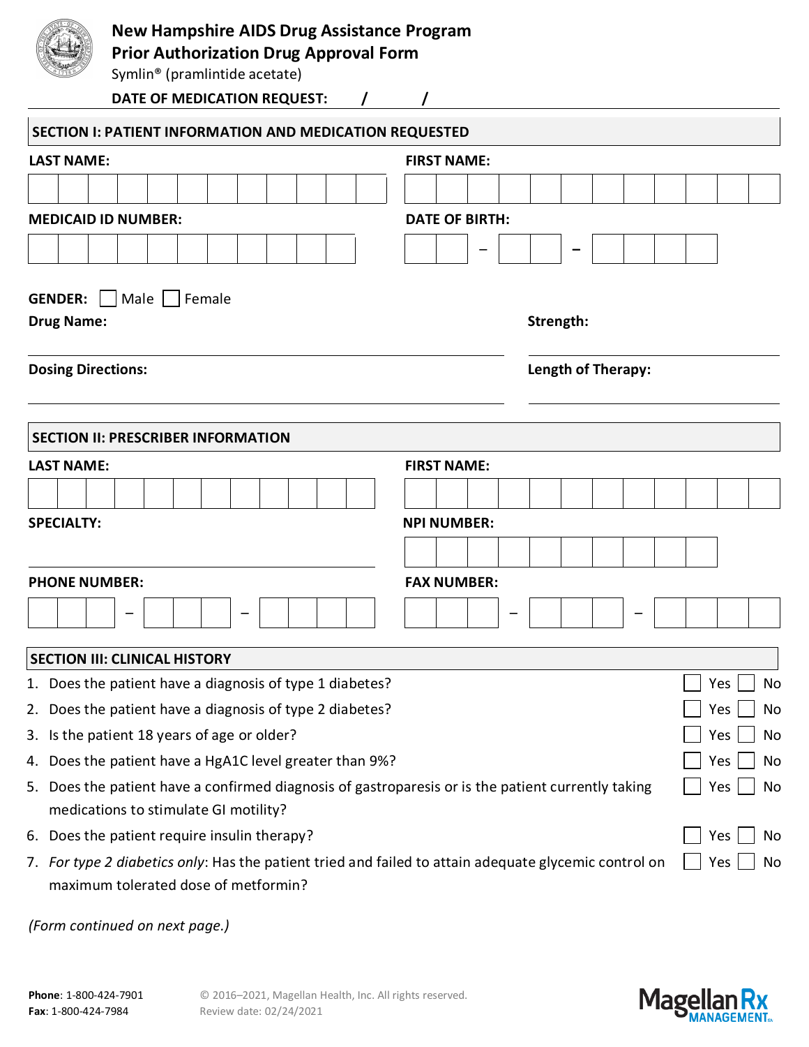# New Hampshire AIDS Drug Assistance Program
## Prior Authorization Drug Approval Form

Symlin® (pramlintide acetate)

**DATE OF MEDICATION REQUEST:** / /

## SECTION I: PATIENT INFORMATION AND MEDICATION REQUESTED

**LAST NAME:**

**FIRST NAME:**

**MEDICAID ID NUMBER:**

**DATE OF BIRTH:** – –

**GENDER:** ☐ Male ☐ Female

**Drug Name:**

**Strength:**

**Dosing Directions:**

**Length of Therapy:**

## SECTION II: PRESCRIBER INFORMATION

**LAST NAME:**

**FIRST NAME:**

**SPECIALTY:**

**NPI NUMBER:**

**PHONE NUMBER:** – –

**FAX NUMBER:** – –

## SECTION III: CLINICAL HISTORY

1. Does the patient have a diagnosis of type 1 diabetes? ☐ Yes ☐ No
2. Does the patient have a diagnosis of type 2 diabetes? ☐ Yes ☐ No
3. Is the patient 18 years of age or older? ☐ Yes ☐ No
4. Does the patient have a HgA1C level greater than 9%? ☐ Yes ☐ No
5. Does the patient have a confirmed diagnosis of gastroparesis or is the patient currently taking medications to stimulate GI motility? ☐ Yes ☐ No
6. Does the patient require insulin therapy? ☐ Yes ☐ No
7. *For type 2 diabetics only*: Has the patient tried and failed to attain adequate glycemic control on maximum tolerated dose of metformin? ☐ Yes ☐ No

*(Form continued on next page.)*

**Phone**: 1-800-424-7901
**Fax**: 1-800-424-7984

© 2016–2021, Magellan Health, Inc. All rights reserved.
Review date: 02/24/2021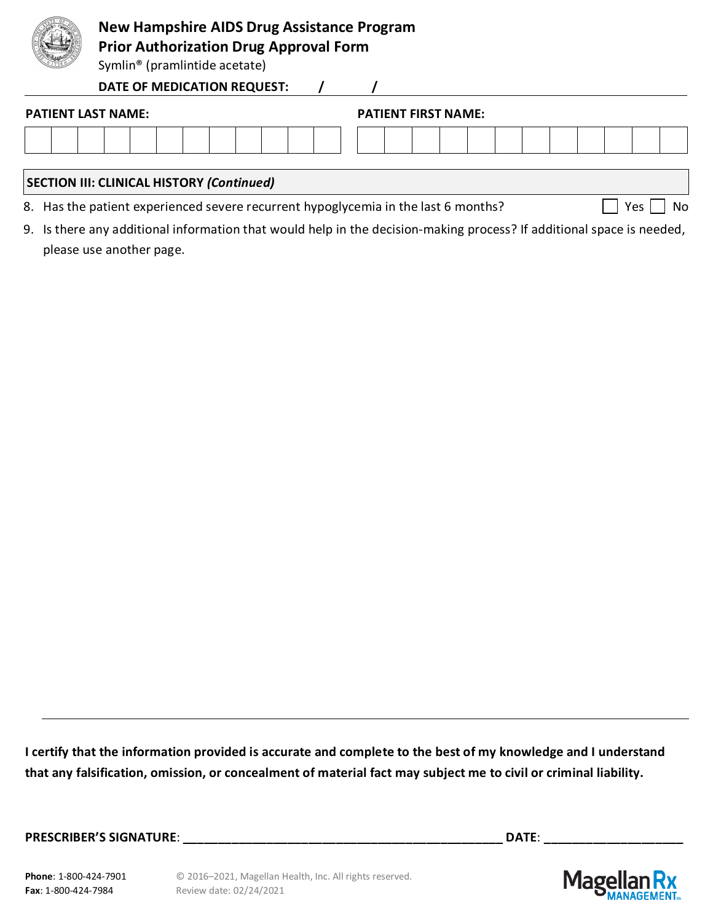# New Hampshire AIDS Drug Assistance Program
## Prior Authorization Drug Approval Form

Symlin® (pramlintide acetate)

**DATE OF MEDICATION REQUEST:** / /

**PATIENT LAST NAME:**

**PATIENT FIRST NAME:**

**SECTION III: CLINICAL HISTORY *(Continued)***

8. Has the patient experienced severe recurrent hypoglycemia in the last 6 months? ☐ Yes ☐ No
9. Is there any additional information that would help in the decision-making process? If additional space is needed, please use another page.

**I certify that the information provided is accurate and complete to the best of my knowledge and I understand that any falsification, omission, or concealment of material fact may subject me to civil or criminal liability.**

**PRESCRIBER'S SIGNATURE**: ______________________________________________ **DATE**: ____________________

**Phone**: 1-800-424-7901
**Fax**: 1-800-424-7984

© 2016–2021, Magellan Health, Inc. All rights reserved.
Review date: 02/24/2021

Magellan Rx MANAGEMENT